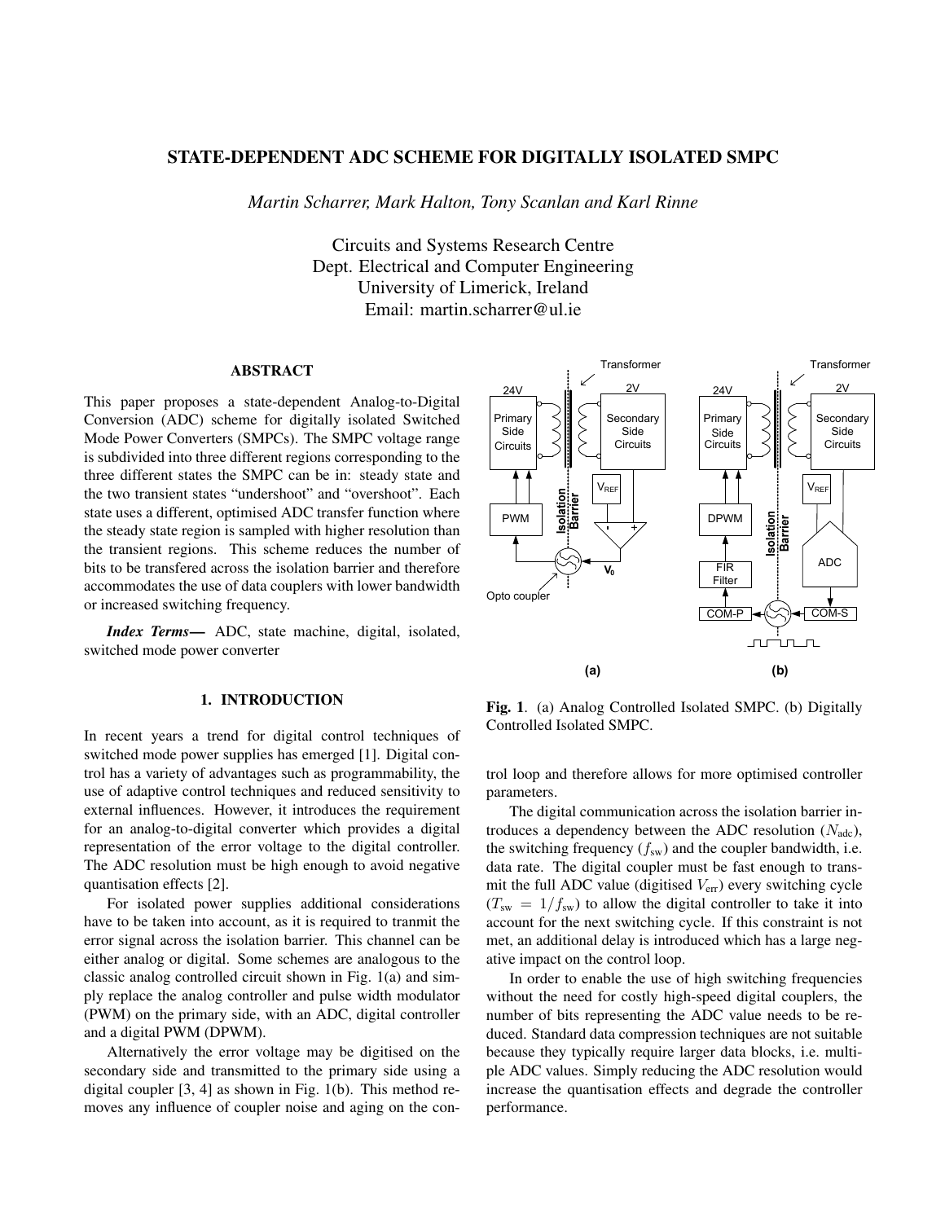# STATE-DEPENDENT ADC SCHEME FOR DIGITALLY ISOLATED SMPC

*Martin Scharrer, Mark Halton, Tony Scanlan and Karl Rinne*

Circuits and Systems Research Centre
Dept. Electrical and Computer Engineering
University of Limerick, Ireland
Email: martin.scharrer@ul.ie

## ABSTRACT

This paper proposes a state-dependent Analog-to-Digital Conversion (ADC) scheme for digitally isolated Switched Mode Power Converters (SMPCs). The SMPC voltage range is subdivided into three different regions corresponding to the three different states the SMPC can be in: steady state and the two transient states "undershoot" and "overshoot". Each state uses a different, optimised ADC transfer function where the steady state region is sampled with higher resolution than the transient regions. This scheme reduces the number of bits to be transfered across the isolation barrier and therefore accommodates the use of data couplers with lower bandwidth or increased switching frequency.

***Index Terms*—** ADC, state machine, digital, isolated, switched mode power converter

## 1. INTRODUCTION

In recent years a trend for digital control techniques of switched mode power supplies has emerged [1]. Digital control has a variety of advantages such as programmability, the use of adaptive control techniques and reduced sensitivity to external influences. However, it introduces the requirement for an analog-to-digital converter which provides a digital representation of the error voltage to the digital controller. The ADC resolution must be high enough to avoid negative quantisation effects [2].

For isolated power supplies additional considerations have to be taken into account, as it is required to tranmit the error signal across the isolation barrier. This channel can be either analog or digital. Some schemes are analogous to the classic analog controlled circuit shown in Fig. 1(a) and simply replace the analog controller and pulse width modulator (PWM) on the primary side, with an ADC, digital controller and a digital PWM (DPWM).

Alternatively the error voltage may be digitised on the secondary side and transmitted to the primary side using a digital coupler [3, 4] as shown in Fig. 1(b). This method removes any influence of coupler noise and aging on the control loop and therefore allows for more optimised controller parameters.

**Fig. 1**. (a) Analog Controlled Isolated SMPC. (b) Digitally Controlled Isolated SMPC.

The digital communication across the isolation barrier introduces a dependency between the ADC resolution ($N_{\text{adc}}$), the switching frequency ($f_{\text{sw}}$) and the coupler bandwidth, i.e. data rate. The digital coupler must be fast enough to transmit the full ADC value (digitised $V_{\text{err}}$) every switching cycle ($T_{\text{sw}} = 1/f_{\text{sw}}$) to allow the digital controller to take it into account for the next switching cycle. If this constraint is not met, an additional delay is introduced which has a large negative impact on the control loop.

In order to enable the use of high switching frequencies without the need for costly high-speed digital couplers, the number of bits representing the ADC value needs to be reduced. Standard data compression techniques are not suitable because they typically require larger data blocks, i.e. multiple ADC values. Simply reducing the ADC resolution would increase the quantisation effects and degrade the controller performance.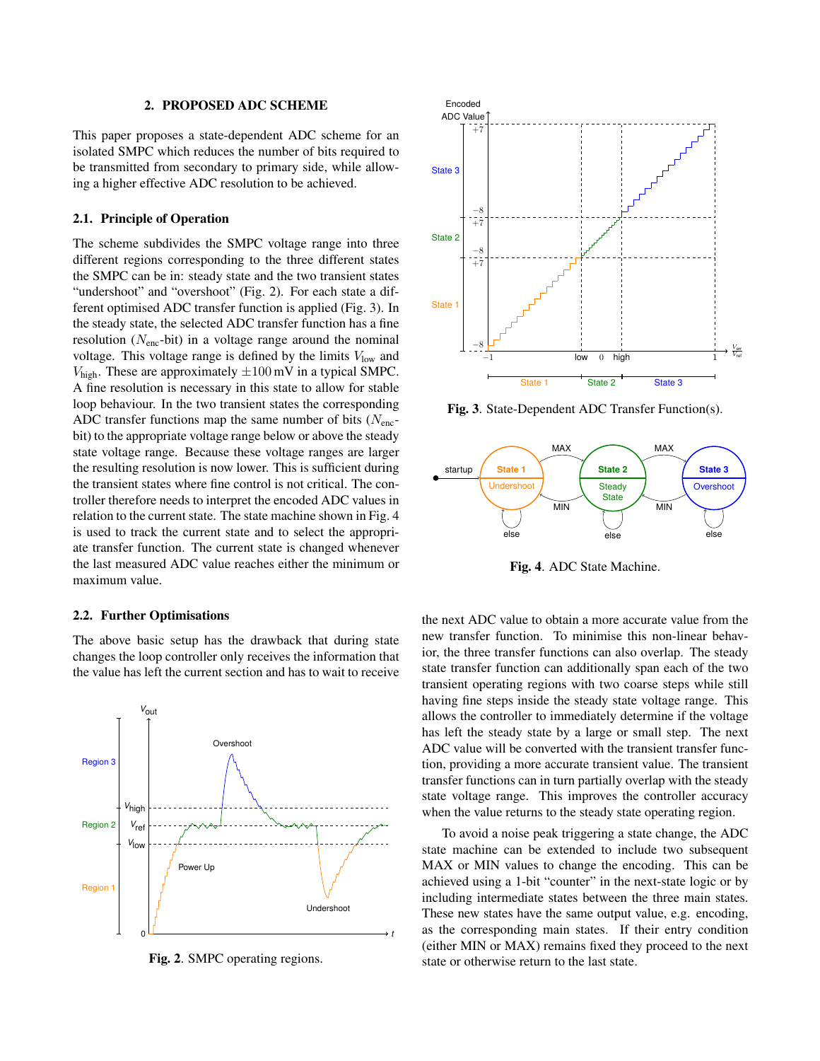## 2. PROPOSED ADC SCHEME

This paper proposes a state-dependent ADC scheme for an isolated SMPC which reduces the number of bits required to be transmitted from secondary to primary side, while allowing a higher effective ADC resolution to be achieved.

### 2.1. Principle of Operation

The scheme subdivides the SMPC voltage range into three different regions corresponding to the three different states the SMPC can be in: steady state and the two transient states "undershoot" and "overshoot" (Fig. 2). For each state a different optimised ADC transfer function is applied (Fig. 3). In the steady state, the selected ADC transfer function has a fine resolution ($N_{\text{enc}}$-bit) in a voltage range around the nominal voltage. This voltage range is defined by the limits $V_{\text{low}}$ and $V_{\text{high}}$. These are approximately $\pm 100\,\text{mV}$ in a typical SMPC. A fine resolution is necessary in this state to allow for stable loop behaviour. In the two transient states the corresponding ADC transfer functions map the same number of bits ($N_{\text{enc}}$-bit) to the appropriate voltage range below or above the steady state voltage range. Because these voltage ranges are larger the resulting resolution is now lower. This is sufficient during the transient states where fine control is not critical. The controller therefore needs to interpret the encoded ADC values in relation to the current state. The state machine shown in Fig. 4 is used to track the current state and to select the appropriate transfer function. The current state is changed whenever the last measured ADC value reaches either the minimum or maximum value.

### 2.2. Further Optimisations

The above basic setup has the drawback that during state changes the loop controller only receives the information that the value has left the current section and has to wait to receive

**Fig. 2**. SMPC operating regions.

**Fig. 3**. State-Dependent ADC Transfer Function(s).

**Fig. 4**. ADC State Machine.

the next ADC value to obtain a more accurate value from the new transfer function. To minimise this non-linear behavior, the three transfer functions can also overlap. The steady state transfer function can additionally span each of the two transient operating regions with two coarse steps while still having fine steps inside the steady state voltage range. This allows the controller to immediately determine if the voltage has left the steady state by a large or small step. The next ADC value will be converted with the transient transfer function, providing a more accurate transient value. The transient transfer functions can in turn partially overlap with the steady state voltage range. This improves the controller accuracy when the value returns to the steady state operating region.

To avoid a noise peak triggering a state change, the ADC state machine can be extended to include two subsequent MAX or MIN values to change the encoding. This can be achieved using a 1-bit "counter" in the next-state logic or by including intermediate states between the three main states. These new states have the same output value, e.g. encoding, as the corresponding main states. If their entry condition (either MIN or MAX) remains fixed they proceed to the next state or otherwise return to the last state.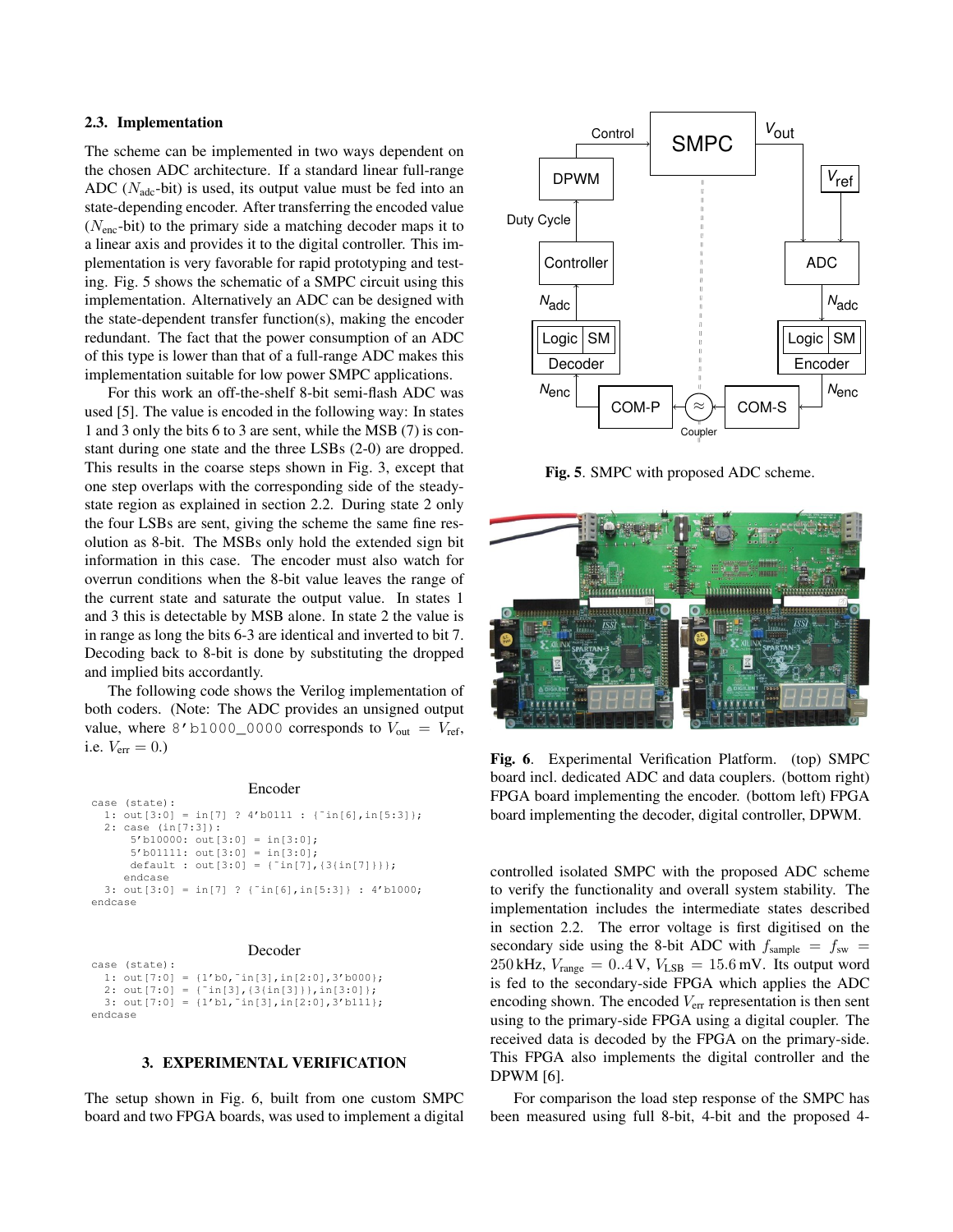### 2.3. Implementation

The scheme can be implemented in two ways dependent on the chosen ADC architecture. If a standard linear full-range ADC ($N_{adc}$-bit) is used, its output value must be fed into an state-depending encoder. After transferring the encoded value ($N_{enc}$-bit) to the primary side a matching decoder maps it to a linear axis and provides it to the digital controller. This implementation is very favorable for rapid prototyping and testing. Fig. 5 shows the schematic of a SMPC circuit using this implementation. Alternatively an ADC can be designed with the state-dependent transfer function(s), making the encoder redundant. The fact that the power consumption of an ADC of this type is lower than that of a full-range ADC makes this implementation suitable for low power SMPC applications.

For this work an off-the-shelf 8-bit semi-flash ADC was used [5]. The value is encoded in the following way: In states 1 and 3 only the bits 6 to 3 are sent, while the MSB (7) is constant during one state and the three LSBs (2-0) are dropped. This results in the coarse steps shown in Fig. 3, except that one step overlaps with the corresponding side of the steady-state region as explained in section 2.2. During state 2 only the four LSBs are sent, giving the scheme the same fine resolution as 8-bit. The MSBs only hold the extended sign bit information in this case. The encoder must also watch for overrun conditions when the 8-bit value leaves the range of the current state and saturate the output value. In states 1 and 3 this is detectable by MSB alone. In state 2 the value is in range as long the bits 6-3 are identical and inverted to bit 7. Decoding back to 8-bit is done by substituting the dropped and implied bits accordantly.

The following code shows the Verilog implementation of both coders. (Note: The ADC provides an unsigned output value, where `8'b1000_0000` corresponds to $V_{out} = V_{ref}$, i.e. $V_{err} = 0$.)

Encoder

```
case (state):
  1: out[3:0] = in[7] ? 4'b0111 : {~in[6],in[5:3]};
  2: case (in[7:3]):
       5'b10000: out[3:0] = in[3:0];
       5'b01111: out[3:0] = in[3:0];
       default : out[3:0] = {~in[7],{3{in[7]}}};
     endcase
  3: out[3:0] = in[7] ? {~in[6],in[5:3]} : 4'b1000;
endcase
```

Decoder

```
case (state):
  1: out[7:0] = {1'b0,~in[3],in[2:0],3'b000};
  2: out[7:0] = {~in[3],{3{in[3]}},in[3:0]};
  3: out[7:0] = {1'b1,~in[3],in[2:0],3'b111};
endcase
```

## 3. EXPERIMENTAL VERIFICATION

The setup shown in Fig. 6, built from one custom SMPC board and two FPGA boards, was used to implement a digital controlled isolated SMPC with the proposed ADC scheme to verify the functionality and overall system stability. The implementation includes the intermediate states described in section 2.2. The error voltage is first digitised on the secondary side using the 8-bit ADC with $f_{sample} = f_{sw} = 250\,\text{kHz}$, $V_{range} = 0..4\,\text{V}$, $V_{LSB} = 15.6\,\text{mV}$. Its output word is fed to the secondary-side FPGA which applies the ADC encoding shown. The encoded $V_{err}$ representation is then sent using to the primary-side FPGA using a digital coupler. The received data is decoded by the FPGA on the primary-side. This FPGA also implements the digital controller and the DPWM [6].

For comparison the load step response of the SMPC has been measured using full 8-bit, 4-bit and the proposed 4-

**Fig. 5**. SMPC with proposed ADC scheme.

**Fig. 6**. Experimental Verification Platform. (top) SMPC board incl. dedicated ADC and data couplers. (bottom right) FPGA board implementing the encoder. (bottom left) FPGA board implementing the decoder, digital controller, DPWM.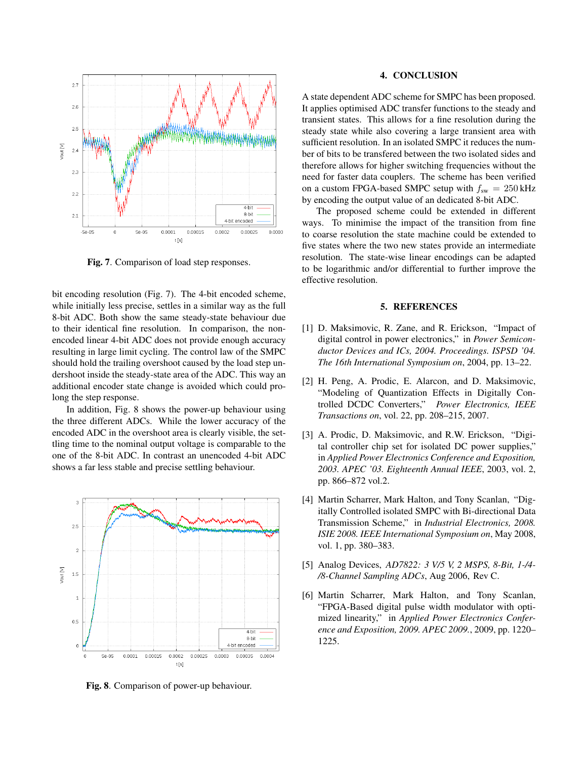2.7
2.6
2.5
2.4
2.3
2.2
2.1
-5e-05
0
5e-05
0.0001
0.00015
0.0002
0.00025
0.0003
Vout [V]
t [s]
4-bit
8-bit
4-bit encoded

**Fig. 7**. Comparison of load step responses.

bit encoding resolution (Fig. 7). The 4-bit encoded scheme, while initially less precise, settles in a similar way as the full 8-bit ADC. Both show the same steady-state behaviour due to their identical fine resolution. In comparison, the non-encoded linear 4-bit ADC does not provide enough accuracy resulting in large limit cycling. The control law of the SMPC should hold the trailing overshoot caused by the load step undershoot inside the steady-state area of the ADC. This way an additional encoder state change is avoided which could prolong the step response.

In addition, Fig. 8 shows the power-up behaviour using the three different ADCs. While the lower accuracy of the encoded ADC in the overshoot area is clearly visible, the settling time to the nominal output voltage is comparable to the one of the 8-bit ADC. In contrast an unencoded 4-bit ADC shows a far less stable and precise settling behaviour.

3
2.5
2
1.5
1
0.5
0
0
5e-05
0.0001
0.00015
0.0002
0.00025
0.0003
0.00035
0.0004
Vout [V]
t [s]
4-bit
8-bit
4-bit encoded

**Fig. 8**. Comparison of power-up behaviour.

## 4. CONCLUSION

A state dependent ADC scheme for SMPC has been proposed. It applies optimised ADC transfer functions to the steady and transient states. This allows for a fine resolution during the steady state while also covering a large transient area with sufficient resolution. In an isolated SMPC it reduces the number of bits to be transfered between the two isolated sides and therefore allows for higher switching frequencies without the need for faster data couplers. The scheme has been verified on a custom FPGA-based SMPC setup with $f_{sw} = 250\,\text{kHz}$ by encoding the output value of an dedicated 8-bit ADC.

The proposed scheme could be extended in different ways. To minimise the impact of the transition from fine to coarse resolution the state machine could be extended to five states where the two new states provide an intermediate resolution. The state-wise linear encodings can be adapted to be logarithmic and/or differential to further improve the effective resolution.

## 5. REFERENCES

[1] D. Maksimovic, R. Zane, and R. Erickson, "Impact of digital control in power electronics," in *Power Semiconductor Devices and ICs, 2004. Proceedings. ISPSD '04. The 16th International Symposium on*, 2004, pp. 13–22.

[2] H. Peng, A. Prodic, E. Alarcon, and D. Maksimovic, "Modeling of Quantization Effects in Digitally Controlled DCDC Converters," *Power Electronics, IEEE Transactions on*, vol. 22, pp. 208–215, 2007.

[3] A. Prodic, D. Maksimovic, and R.W. Erickson, "Digital controller chip set for isolated DC power supplies," in *Applied Power Electronics Conference and Exposition, 2003. APEC '03. Eighteenth Annual IEEE*, 2003, vol. 2, pp. 866–872 vol.2.

[4] Martin Scharrer, Mark Halton, and Tony Scanlan, "Digitally Controlled isolated SMPC with Bi-directional Data Transmission Scheme," in *Industrial Electronics, 2008. ISIE 2008. IEEE International Symposium on*, May 2008, vol. 1, pp. 380–383.

[5] Analog Devices, *AD7822: 3 V/5 V, 2 MSPS, 8-Bit, 1-/4-/8-Channel Sampling ADCs*, Aug 2006, Rev C.

[6] Martin Scharrer, Mark Halton, and Tony Scanlan, "FPGA-Based digital pulse width modulator with optimized linearity," in *Applied Power Electronics Conference and Exposition, 2009. APEC 2009.*, 2009, pp. 1220–1225.